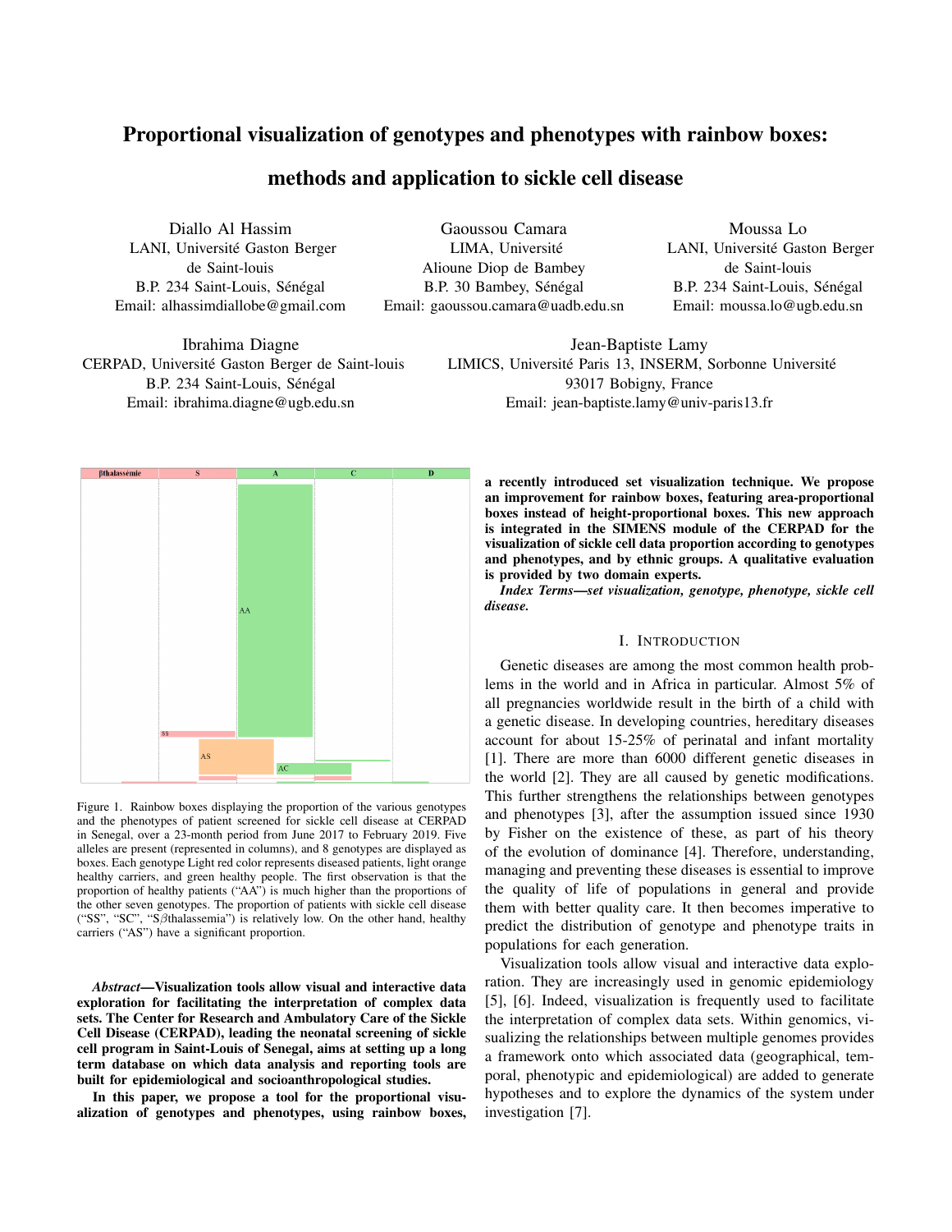# Proportional visualization of genotypes and phenotypes with rainbow boxes: methods and application to sickle cell disease

Diallo Al Hassim
LANI, Université Gaston Berger de Saint-louis
B.P. 234 Saint-Louis, Sénégal
Email: alhassimdiallobe@gmail.com

Gaoussou Camara
LIMA, Université Alioune Diop de Bambey
B.P. 30 Bambey, Sénégal
Email: gaoussou.camara@uadb.edu.sn

Moussa Lo
LANI, Université Gaston Berger de Saint-louis
B.P. 234 Saint-Louis, Sénégal
Email: moussa.lo@ugb.edu.sn

Ibrahima Diagne
CERPAD, Université Gaston Berger de Saint-louis
B.P. 234 Saint-Louis, Sénégal
Email: ibrahima.diagne@ugb.edu.sn

Jean-Baptiste Lamy
LIMICS, Université Paris 13, INSERM, Sorbonne Université
93017 Bobigny, France
Email: jean-baptiste.lamy@univ-paris13.fr

Figure 1. Rainbow boxes displaying the proportion of the various genotypes and the phenotypes of patient screened for sickle cell disease at CERPAD in Senegal, over a 23-month period from June 2017 to February 2019. Five alleles are present (represented in columns), and 8 genotypes are displayed as boxes. Each genotype Light red color represents diseased patients, light orange healthy carriers, and green healthy people. The first observation is that the proportion of healthy patients ("AA") is much higher than the proportions of the other seven genotypes. The proportion of patients with sickle cell disease ("SS", "SC", "S$\beta$thalassemia") is relatively low. On the other hand, healthy carriers ("AS") have a significant proportion.

***Abstract*—Visualization tools allow visual and interactive data exploration for facilitating the interpretation of complex data sets. The Center for Research and Ambulatory Care of the Sickle Cell Disease (CERPAD), leading the neonatal screening of sickle cell program in Saint-Louis of Senegal, aims at setting up a long term database on which data analysis and reporting tools are built for epidemiological and socioanthropological studies.**

**In this paper, we propose a tool for the proportional visualization of genotypes and phenotypes, using rainbow boxes, a recently introduced set visualization technique. We propose an improvement for rainbow boxes, featuring area-proportional boxes instead of height-proportional boxes. This new approach is integrated in the SIMENS module of the CERPAD for the visualization of sickle cell data proportion according to genotypes and phenotypes, and by ethnic groups. A qualitative evaluation is provided by two domain experts.**

***Index Terms*—set visualization, genotype, phenotype, sickle cell disease.**

## I. Introduction

Genetic diseases are among the most common health problems in the world and in Africa in particular. Almost 5% of all pregnancies worldwide result in the birth of a child with a genetic disease. In developing countries, hereditary diseases account for about 15-25% of perinatal and infant mortality [1]. There are more than 6000 different genetic diseases in the world [2]. They are all caused by genetic modifications. This further strengthens the relationships between genotypes and phenotypes [3], after the assumption issued since 1930 by Fisher on the existence of these, as part of his theory of the evolution of dominance [4]. Therefore, understanding, managing and preventing these diseases is essential to improve the quality of life of populations in general and provide them with better quality care. It then becomes imperative to predict the distribution of genotype and phenotype traits in populations for each generation.

Visualization tools allow visual and interactive data exploration. They are increasingly used in genomic epidemiology [5], [6]. Indeed, visualization is frequently used to facilitate the interpretation of complex data sets. Within genomics, visualizing the relationships between multiple genomes provides a framework onto which associated data (geographical, temporal, phenotypic and epidemiological) are added to generate hypotheses and to explore the dynamics of the system under investigation [7].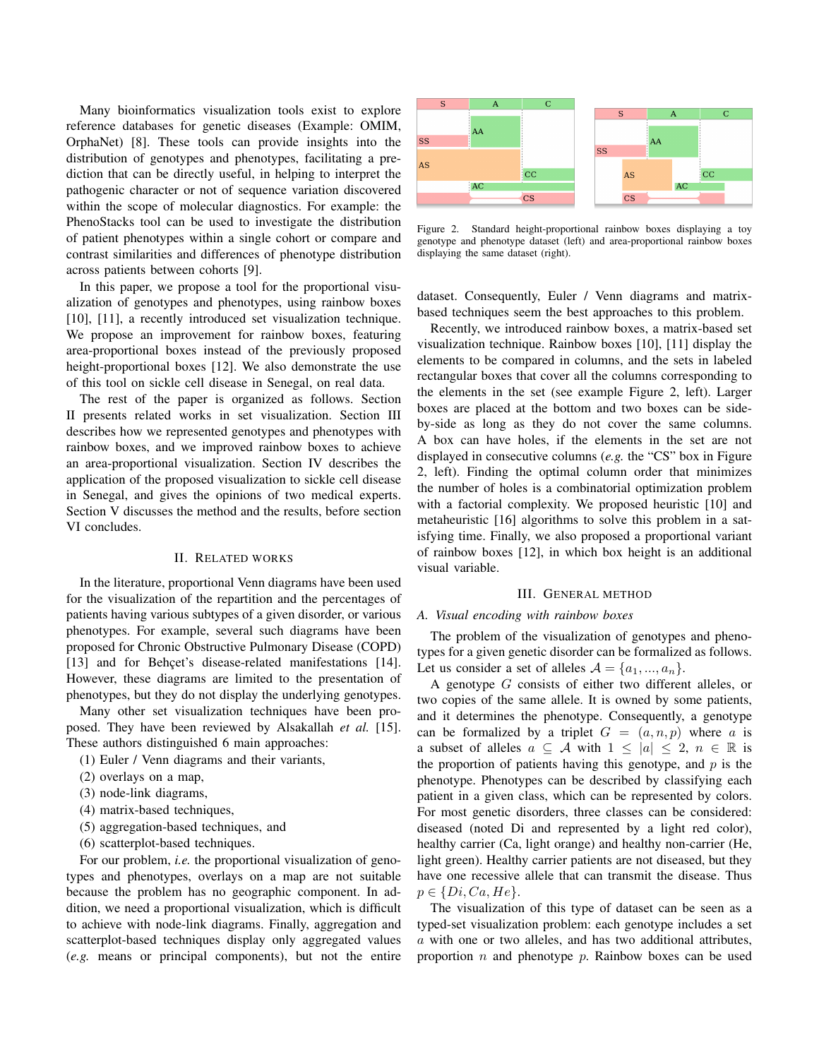Many bioinformatics visualization tools exist to explore reference databases for genetic diseases (Example: OMIM, OrphaNet) [8]. These tools can provide insights into the distribution of genotypes and phenotypes, facilitating a prediction that can be directly useful, in helping to interpret the pathogenic character or not of sequence variation discovered within the scope of molecular diagnostics. For example: the PhenoStacks tool can be used to investigate the distribution of patient phenotypes within a single cohort or compare and contrast similarities and differences of phenotype distribution across patients between cohorts [9].

In this paper, we propose a tool for the proportional visualization of genotypes and phenotypes, using rainbow boxes [10], [11], a recently introduced set visualization technique. We propose an improvement for rainbow boxes, featuring area-proportional boxes instead of the previously proposed height-proportional boxes [12]. We also demonstrate the use of this tool on sickle cell disease in Senegal, on real data.

The rest of the paper is organized as follows. Section II presents related works in set visualization. Section III describes how we represented genotypes and phenotypes with rainbow boxes, and we improved rainbow boxes to achieve an area-proportional visualization. Section IV describes the application of the proposed visualization to sickle cell disease in Senegal, and gives the opinions of two medical experts. Section V discusses the method and the results, before section VI concludes.

## II. Related works

In the literature, proportional Venn diagrams have been used for the visualization of the repartition and the percentages of patients having various subtypes of a given disorder, or various phenotypes. For example, several such diagrams have been proposed for Chronic Obstructive Pulmonary Disease (COPD) [13] and for Behçet's disease-related manifestations [14]. However, these diagrams are limited to the presentation of phenotypes, but they do not display the underlying genotypes.

Many other set visualization techniques have been proposed. They have been reviewed by Alsakallah *et al.* [15]. These authors distinguished 6 main approaches:

(1) Euler / Venn diagrams and their variants,
(2) overlays on a map,
(3) node-link diagrams,
(4) matrix-based techniques,
(5) aggregation-based techniques, and
(6) scatterplot-based techniques.

For our problem, *i.e.* the proportional visualization of genotypes and phenotypes, overlays on a map are not suitable because the problem has no geographic component. In addition, we need a proportional visualization, which is difficult to achieve with node-link diagrams. Finally, aggregation and scatterplot-based techniques display only aggregated values (*e.g.* means or principal components), but not the entire dataset. Consequently, Euler / Venn diagrams and matrix-based techniques seem the best approaches to this problem.

Recently, we introduced rainbow boxes, a matrix-based set visualization technique. Rainbow boxes [10], [11] display the elements to be compared in columns, and the sets in labeled rectangular boxes that cover all the columns corresponding to the elements in the set (see example Figure 2, left). Larger boxes are placed at the bottom and two boxes can be side-by-side as long as they do not cover the same columns. A box can have holes, if the elements in the set are not displayed in consecutive columns (*e.g.* the "CS" box in Figure 2, left). Finding the optimal column order that minimizes the number of holes is a combinatorial optimization problem with a factorial complexity. We proposed heuristic [10] and metaheuristic [16] algorithms to solve this problem in a satisfying time. Finally, we also proposed a proportional variant of rainbow boxes [12], in which box height is an additional visual variable.

Figure 2. Standard height-proportional rainbow boxes displaying a toy genotype and phenotype dataset (left) and area-proportional rainbow boxes displaying the same dataset (right).

## III. General method

### A. Visual encoding with rainbow boxes

The problem of the visualization of genotypes and phenotypes for a given genetic disorder can be formalized as follows. Let us consider a set of alleles $\mathcal{A} = \{a_1, ..., a_n\}$.

A genotype $G$ consists of either two different alleles, or two copies of the same allele. It is owned by some patients, and it determines the phenotype. Consequently, a genotype can be formalized by a triplet $G = (a, n, p)$ where $a$ is a subset of alleles $a \subseteq \mathcal{A}$ with $1 \leq |a| \leq 2$, $n \in \mathbb{R}$ is the proportion of patients having this genotype, and $p$ is the phenotype. Phenotypes can be described by classifying each patient in a given class, which can be represented by colors. For most genetic disorders, three classes can be considered: diseased (noted Di and represented by a light red color), healthy carrier (Ca, light orange) and healthy non-carrier (He, light green). Healthy carrier patients are not diseased, but they have one recessive allele that can transmit the disease. Thus $p \in \{Di, Ca, He\}$.

The visualization of this type of dataset can be seen as a typed-set visualization problem: each genotype includes a set $a$ with one or two alleles, and has two additional attributes, proportion $n$ and phenotype $p$. Rainbow boxes can be used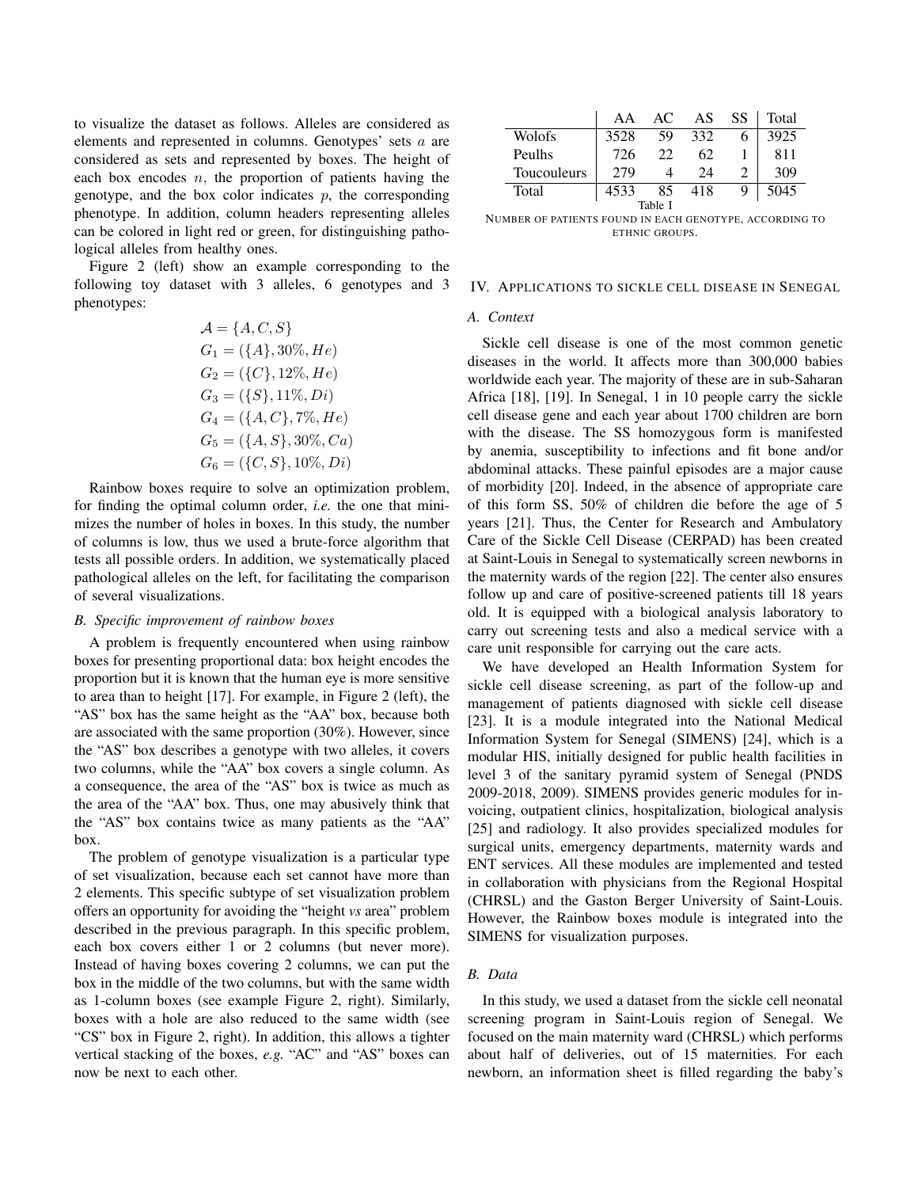to visualize the dataset as follows. Alleles are considered as elements and represented in columns. Genotypes' sets $a$ are considered as sets and represented by boxes. The height of each box encodes $n$, the proportion of patients having the genotype, and the box color indicates $p$, the corresponding phenotype. In addition, column headers representing alleles can be colored in light red or green, for distinguishing pathological alleles from healthy ones.

Figure 2 (left) show an example corresponding to the following toy dataset with 3 alleles, 6 genotypes and 3 phenotypes:

$$\mathcal{A} = \{A, C, S\}$$
$$G_1 = (\{A\}, 30\%, He)$$
$$G_2 = (\{C\}, 12\%, He)$$
$$G_3 = (\{S\}, 11\%, Di)$$
$$G_4 = (\{A, C\}, 7\%, He)$$
$$G_5 = (\{A, S\}, 30\%, Ca)$$
$$G_6 = (\{C, S\}, 10\%, Di)$$

Rainbow boxes require to solve an optimization problem, for finding the optimal column order, *i.e.* the one that minimizes the number of holes in boxes. In this study, the number of columns is low, thus we used a brute-force algorithm that tests all possible orders. In addition, we systematically placed pathological alleles on the left, for facilitating the comparison of several visualizations.

### B. Specific improvement of rainbow boxes

A problem is frequently encountered when using rainbow boxes for presenting proportional data: box height encodes the proportion but it is known that the human eye is more sensitive to area than to height [17]. For example, in Figure 2 (left), the "AS" box has the same height as the "AA" box, because both are associated with the same proportion (30%). However, since the "AS" box describes a genotype with two alleles, it covers two columns, while the "AA" box covers a single column. As a consequence, the area of the "AS" box is twice as much as the area of the "AA" box. Thus, one may abusively think that the "AS" box contains twice as many patients as the "AA" box.

The problem of genotype visualization is a particular type of set visualization, because each set cannot have more than 2 elements. This specific subtype of set visualization problem offers an opportunity for avoiding the "height *vs* area" problem described in the previous paragraph. In this specific problem, each box covers either 1 or 2 columns (but never more). Instead of having boxes covering 2 columns, we can put the box in the middle of the two columns, but with the same width as 1-column boxes (see example Figure 2, right). Similarly, boxes with a hole are also reduced to the same width (see "CS" box in Figure 2, right). In addition, this allows a tighter vertical stacking of the boxes, *e.g.* "AC" and "AS" boxes can now be next to each other.

| | AA | AC | AS | SS | Total |
|---|---|---|---|---|---|
| Wolofs | 3528 | 59 | 332 | 6 | 3925 |
| Peulhs | 726 | 22 | 62 | 1 | 811 |
| Toucouleurs | 279 | 4 | 24 | 2 | 309 |
| Total | 4533 | 85 | 418 | 9 | 5045 |

Table I

NUMBER OF PATIENTS FOUND IN EACH GENOTYPE, ACCORDING TO ETHNIC GROUPS.

## IV. APPLICATIONS TO SICKLE CELL DISEASE IN SENEGAL

### A. Context

Sickle cell disease is one of the most common genetic diseases in the world. It affects more than 300,000 babies worldwide each year. The majority of these are in sub-Saharan Africa [18], [19]. In Senegal, 1 in 10 people carry the sickle cell disease gene and each year about 1700 children are born with the disease. The SS homozygous form is manifested by anemia, susceptibility to infections and fit bone and/or abdominal attacks. These painful episodes are a major cause of morbidity [20]. Indeed, in the absence of appropriate care of this form SS, 50% of children die before the age of 5 years [21]. Thus, the Center for Research and Ambulatory Care of the Sickle Cell Disease (CERPAD) has been created at Saint-Louis in Senegal to systematically screen newborns in the maternity wards of the region [22]. The center also ensures follow up and care of positive-screened patients till 18 years old. It is equipped with a biological analysis laboratory to carry out screening tests and also a medical service with a care unit responsible for carrying out the care acts.

We have developed an Health Information System for sickle cell disease screening, as part of the follow-up and management of patients diagnosed with sickle cell disease [23]. It is a module integrated into the National Medical Information System for Senegal (SIMENS) [24], which is a modular HIS, initially designed for public health facilities in level 3 of the sanitary pyramid system of Senegal (PNDS 2009-2018, 2009). SIMENS provides generic modules for invoicing, outpatient clinics, hospitalization, biological analysis [25] and radiology. It also provides specialized modules for surgical units, emergency departments, maternity wards and ENT services. All these modules are implemented and tested in collaboration with physicians from the Regional Hospital (CHRSL) and the Gaston Berger University of Saint-Louis. However, the Rainbow boxes module is integrated into the SIMENS for visualization purposes.

### B. Data

In this study, we used a dataset from the sickle cell neonatal screening program in Saint-Louis region of Senegal. We focused on the main maternity ward (CHRSL) which performs about half of deliveries, out of 15 maternities. For each newborn, an information sheet is filled regarding the baby's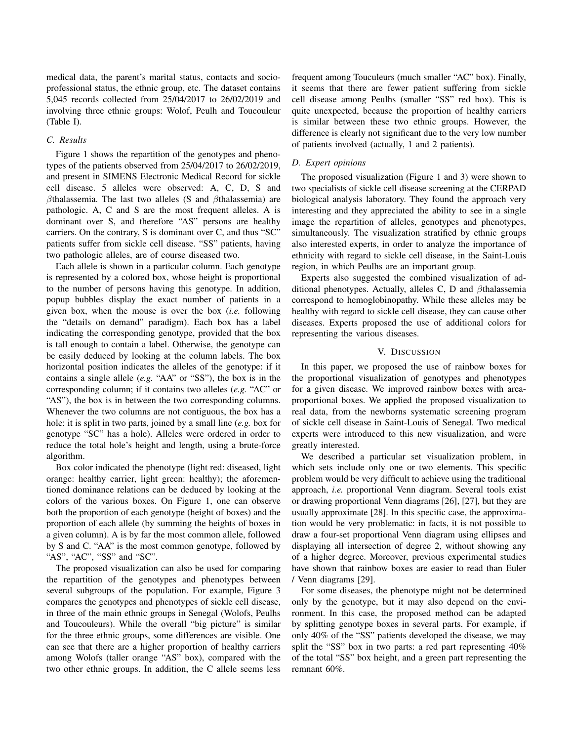medical data, the parent's marital status, contacts and socio-professional status, the ethnic group, etc. The dataset contains 5,045 records collected from 25/04/2017 to 26/02/2019 and involving three ethnic groups: Wolof, Peulh and Toucouleur (Table I).

### C. Results

Figure 1 shows the repartition of the genotypes and phenotypes of the patients observed from 25/04/2017 to 26/02/2019, and present in SIMENS Electronic Medical Record for sickle cell disease. 5 alleles were observed: A, C, D, S and $\beta$thalassemia. The last two alleles (S and $\beta$thalassemia) are pathologic. A, C and S are the most frequent alleles. A is dominant over S, and therefore "AS" persons are healthy carriers. On the contrary, S is dominant over C, and thus "SC" patients suffer from sickle cell disease. "SS" patients, having two pathologic alleles, are of course diseased two.

Each allele is shown in a particular column. Each genotype is represented by a colored box, whose height is proportional to the number of persons having this genotype. In addition, popup bubbles display the exact number of patients in a given box, when the mouse is over the box (*i.e.* following the "details on demand" paradigm). Each box has a label indicating the corresponding genotype, provided that the box is tall enough to contain a label. Otherwise, the genotype can be easily deduced by looking at the column labels. The box horizontal position indicates the alleles of the genotype: if it contains a single allele (*e.g.* "AA" or "SS"), the box is in the corresponding column; if it contains two alleles (*e.g.* "AC" or "AS"), the box is in between the two corresponding columns. Whenever the two columns are not contiguous, the box has a hole: it is split in two parts, joined by a small line (*e.g.* box for genotype "SC" has a hole). Alleles were ordered in order to reduce the total hole's height and length, using a brute-force algorithm.

Box color indicated the phenotype (light red: diseased, light orange: healthy carrier, light green: healthy); the aforementioned dominance relations can be deduced by looking at the colors of the various boxes. On Figure 1, one can observe both the proportion of each genotype (height of boxes) and the proportion of each allele (by summing the heights of boxes in a given column). A is by far the most common allele, followed by S and C. "AA" is the most common genotype, followed by "AS", "AC", "SS" and "SC".

The proposed visualization can also be used for comparing the repartition of the genotypes and phenotypes between several subgroups of the population. For example, Figure 3 compares the genotypes and phenotypes of sickle cell disease, in three of the main ethnic groups in Senegal (Wolofs, Peulhs and Toucouleurs). While the overall "big picture" is similar for the three ethnic groups, some differences are visible. One can see that there are a higher proportion of healthy carriers among Wolofs (taller orange "AS" box), compared with the two other ethnic groups. In addition, the C allele seems less frequent among Touculeurs (much smaller "AC" box). Finally, it seems that there are fewer patient suffering from sickle cell disease among Peulhs (smaller "SS" red box). This is quite unexpected, because the proportion of healthy carriers is similar between these two ethnic groups. However, the difference is clearly not significant due to the very low number of patients involved (actually, 1 and 2 patients).

### D. Expert opinions

The proposed visualization (Figure 1 and 3) were shown to two specialists of sickle cell disease screening at the CERPAD biological analysis laboratory. They found the approach very interesting and they appreciated the ability to see in a single image the repartition of alleles, genotypes and phenotypes, simultaneously. The visualization stratified by ethnic groups also interested experts, in order to analyze the importance of ethnicity with regard to sickle cell disease, in the Saint-Louis region, in which Peulhs are an important group.

Experts also suggested the combined visualization of additional phenotypes. Actually, alleles C, D and $\beta$thalassemia correspond to hemoglobinopathy. While these alleles may be healthy with regard to sickle cell disease, they can cause other diseases. Experts proposed the use of additional colors for representing the various diseases.

## V. Discussion

In this paper, we proposed the use of rainbow boxes for the proportional visualization of genotypes and phenotypes for a given disease. We improved rainbow boxes with area-proportional boxes. We applied the proposed visualization to real data, from the newborns systematic screening program of sickle cell disease in Saint-Louis of Senegal. Two medical experts were introduced to this new visualization, and were greatly interested.

We described a particular set visualization problem, in which sets include only one or two elements. This specific problem would be very difficult to achieve using the traditional approach, *i.e.* proportional Venn diagram. Several tools exist or drawing proportional Venn diagrams [26], [27], but they are usually approximate [28]. In this specific case, the approximation would be very problematic: in facts, it is not possible to draw a four-set proportional Venn diagram using ellipses and displaying all intersection of degree 2, without showing any of a higher degree. Moreover, previous experimental studies have shown that rainbow boxes are easier to read than Euler / Venn diagrams [29].

For some diseases, the phenotype might not be determined only by the genotype, but it may also depend on the environment. In this case, the proposed method can be adapted by splitting genotype boxes in several parts. For example, if only 40% of the "SS" patients developed the disease, we may split the "SS" box in two parts: a red part representing 40% of the total "SS" box height, and a green part representing the remnant 60%.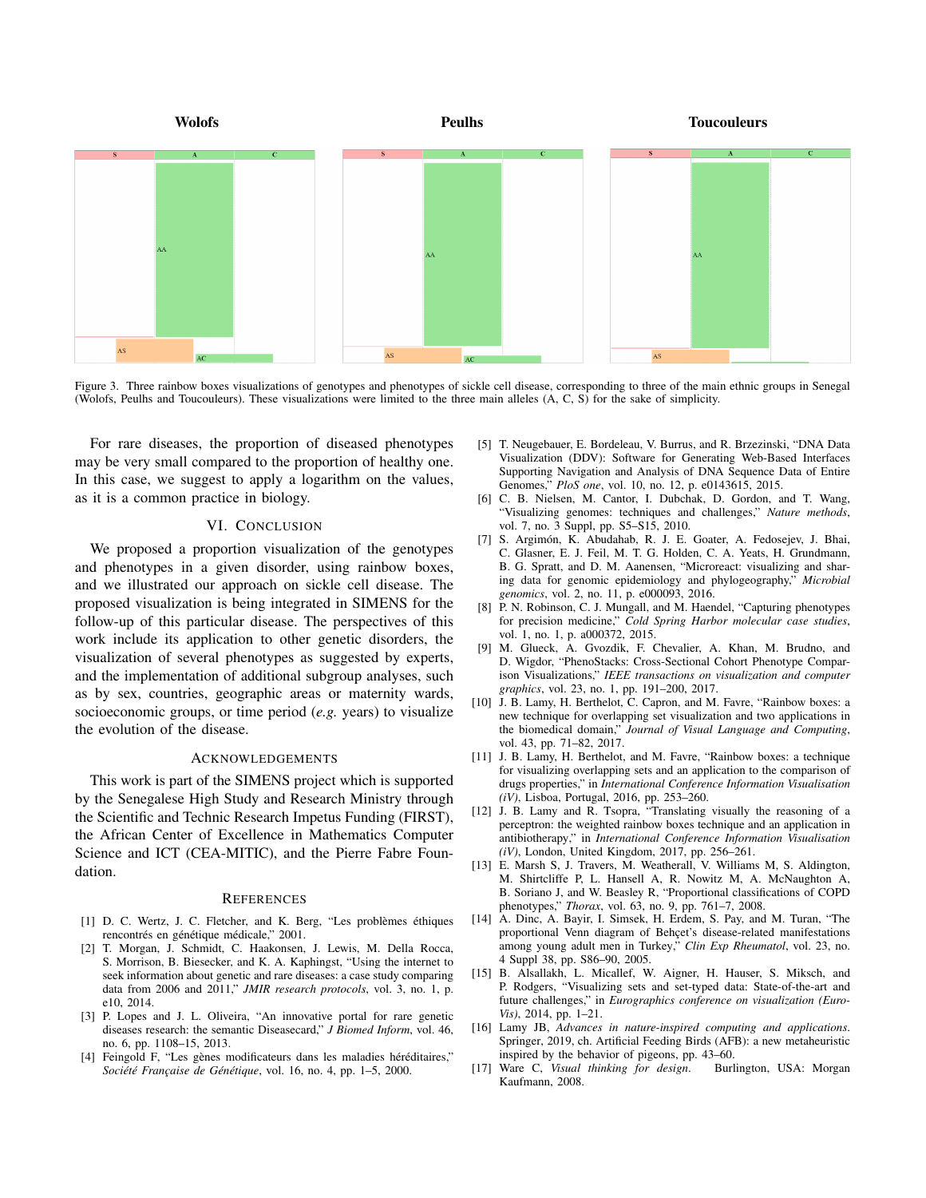Wolofs

Peulhs

Toucouleurs

Figure 3. Three rainbow boxes visualizations of genotypes and phenotypes of sickle cell disease, corresponding to three of the main ethnic groups in Senegal (Wolofs, Peulhs and Toucouleurs). These visualizations were limited to the three main alleles (A, C, S) for the sake of simplicity.

For rare diseases, the proportion of diseased phenotypes may be very small compared to the proportion of healthy one. In this case, we suggest to apply a logarithm on the values, as it is a common practice in biology.

## VI. Conclusion

We proposed a proportion visualization of the genotypes and phenotypes in a given disorder, using rainbow boxes, and we illustrated our approach on sickle cell disease. The proposed visualization is being integrated in SIMENS for the follow-up of this particular disease. The perspectives of this work include its application to other genetic disorders, the visualization of several phenotypes as suggested by experts, and the implementation of additional subgroup analyses, such as by sex, countries, geographic areas or maternity wards, socioeconomic groups, or time period (*e.g.* years) to visualize the evolution of the disease.

## Acknowledgements

This work is part of the SIMENS project which is supported by the Senegalese High Study and Research Ministry through the Scientific and Technic Research Impetus Funding (FIRST), the African Center of Excellence in Mathematics Computer Science and ICT (CEA-MITIC), and the Pierre Fabre Foundation.

## References

[1] D. C. Wertz, J. C. Fletcher, and K. Berg, "Les problèmes éthiques rencontrés en génétique médicale," 2001.

[2] T. Morgan, J. Schmidt, C. Haakonsen, J. Lewis, M. Della Rocca, S. Morrison, B. Biesecker, and K. A. Kaphingst, "Using the internet to seek information about genetic and rare diseases: a case study comparing data from 2006 and 2011," *JMIR research protocols*, vol. 3, no. 1, p. e10, 2014.

[3] P. Lopes and J. L. Oliveira, "An innovative portal for rare genetic diseases research: the semantic Diseasecard," *J Biomed Inform*, vol. 46, no. 6, pp. 1108–15, 2013.

[4] Feingold F, "Les gènes modificateurs dans les maladies héréditaires," *Société Française de Génétique*, vol. 16, no. 4, pp. 1–5, 2000.

[5] T. Neugebauer, E. Bordeleau, V. Burrus, and R. Brzezinski, "DNA Data Visualization (DDV): Software for Generating Web-Based Interfaces Supporting Navigation and Analysis of DNA Sequence Data of Entire Genomes," *PloS one*, vol. 10, no. 12, p. e0143615, 2015.

[6] C. B. Nielsen, M. Cantor, I. Dubchak, D. Gordon, and T. Wang, "Visualizing genomes: techniques and challenges," *Nature methods*, vol. 7, no. 3 Suppl, pp. S5–S15, 2010.

[7] S. Argimón, K. Abudahab, R. J. E. Goater, A. Fedosejev, J. Bhai, C. Glasner, E. J. Feil, M. T. G. Holden, C. A. Yeats, H. Grundmann, B. G. Spratt, and D. M. Aanensen, "Microreact: visualizing and sharing data for genomic epidemiology and phylogeography," *Microbial genomics*, vol. 2, no. 11, p. e000093, 2016.

[8] P. N. Robinson, C. J. Mungall, and M. Haendel, "Capturing phenotypes for precision medicine," *Cold Spring Harbor molecular case studies*, vol. 1, no. 1, p. a000372, 2015.

[9] M. Glueck, A. Gvozdik, F. Chevalier, A. Khan, M. Brudno, and D. Wigdor, "PhenoStacks: Cross-Sectional Cohort Phenotype Comparison Visualizations," *IEEE transactions on visualization and computer graphics*, vol. 23, no. 1, pp. 191–200, 2017.

[10] J. B. Lamy, H. Berthelot, C. Capron, and M. Favre, "Rainbow boxes: a new technique for overlapping set visualization and two applications in the biomedical domain," *Journal of Visual Language and Computing*, vol. 43, pp. 71–82, 2017.

[11] J. B. Lamy, H. Berthelot, and M. Favre, "Rainbow boxes: a technique for visualizing overlapping sets and an application to the comparison of drugs properties," in *International Conference Information Visualisation (iV)*, Lisboa, Portugal, 2016, pp. 253–260.

[12] J. B. Lamy and R. Tsopra, "Translating visually the reasoning of a perceptron: the weighted rainbow boxes technique and an application in antibiotherapy," in *International Conference Information Visualisation (iV)*, London, United Kingdom, 2017, pp. 256–261.

[13] E. Marsh S, J. Travers, M. Weatherall, V. Williams M, S. Aldington, M. Shirtcliffe P, L. Hansell A, R. Nowitz M, A. McNaughton A, B. Soriano J, and W. Beasley R, "Proportional classifications of COPD phenotypes," *Thorax*, vol. 63, no. 9, pp. 761–7, 2008.

[14] A. Dinc, A. Bayir, I. Simsek, H. Erdem, S. Pay, and M. Turan, "The proportional Venn diagram of Behçet's disease-related manifestations among young adult men in Turkey," *Clin Exp Rheumatol*, vol. 23, no. 4 Suppl 38, pp. S86–90, 2005.

[15] B. Alsallakh, L. Micallef, W. Aigner, H. Hauser, S. Miksch, and P. Rodgers, "Visualizing sets and set-typed data: State-of-the-art and future challenges," in *Eurographics conference on visualization (EuroVis)*, 2014, pp. 1–21.

[16] Lamy JB, *Advances in nature-inspired computing and applications*. Springer, 2019, ch. Artificial Feeding Birds (AFB): a new metaheuristic inspired by the behavior of pigeons, pp. 43–60.

[17] Ware C, *Visual thinking for design*. Burlington, USA: Morgan Kaufmann, 2008.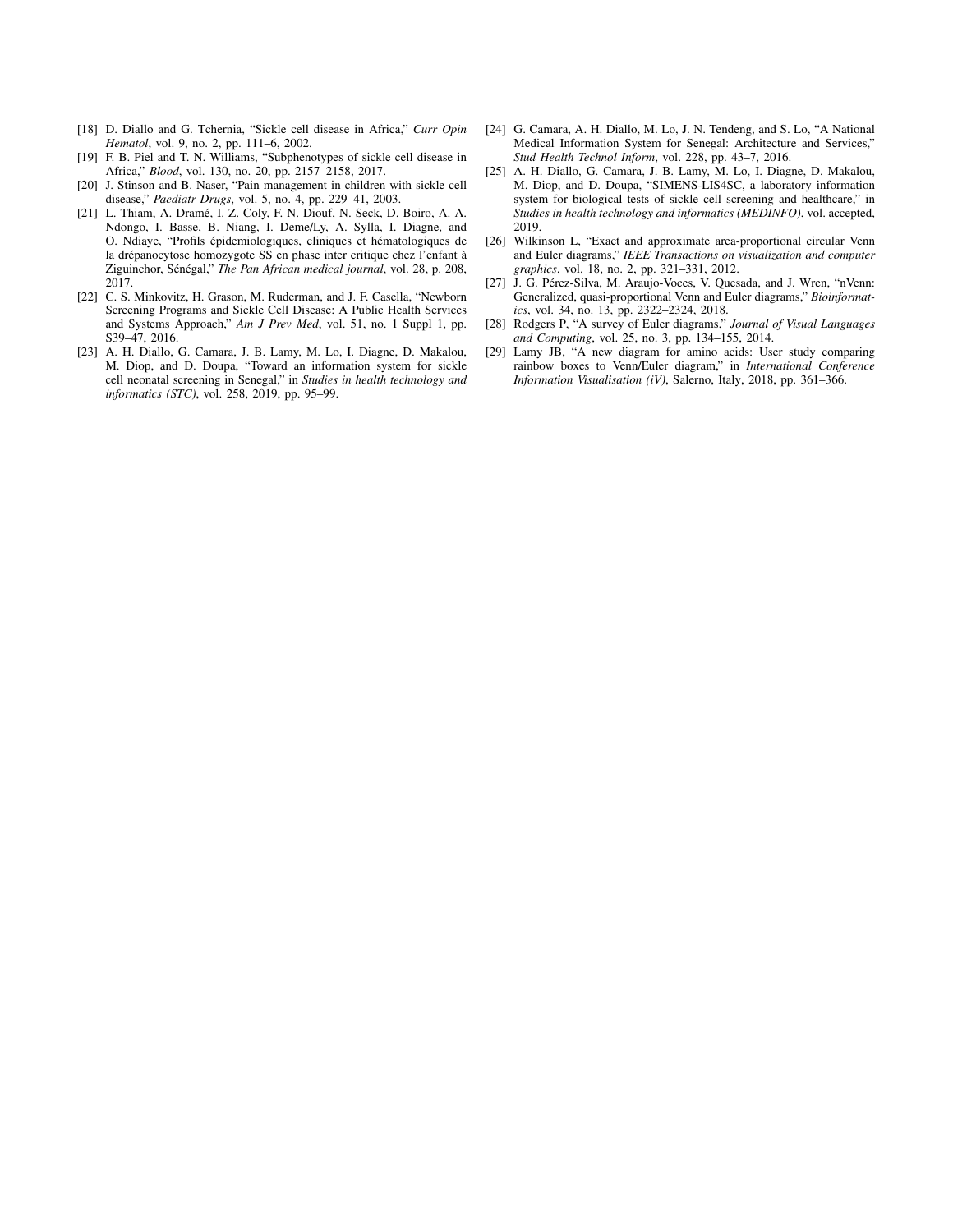[18] D. Diallo and G. Tchernia, “Sickle cell disease in Africa,” *Curr Opin Hematol*, vol. 9, no. 2, pp. 111–6, 2002.

[19] F. B. Piel and T. N. Williams, “Subphenotypes of sickle cell disease in Africa,” *Blood*, vol. 130, no. 20, pp. 2157–2158, 2017.

[20] J. Stinson and B. Naser, “Pain management in children with sickle cell disease,” *Paediatr Drugs*, vol. 5, no. 4, pp. 229–41, 2003.

[21] L. Thiam, A. Dramé, I. Z. Coly, F. N. Diouf, N. Seck, D. Boiro, A. A. Ndongo, I. Basse, B. Niang, I. Deme/Ly, A. Sylla, I. Diagne, and O. Ndiaye, “Profils épidemiologiques, cliniques et hématologiques de la drépanocytose homozygote SS en phase inter critique chez l’enfant à Ziguinchor, Sénégal,” *The Pan African medical journal*, vol. 28, p. 208, 2017.

[22] C. S. Minkovitz, H. Grason, M. Ruderman, and J. F. Casella, “Newborn Screening Programs and Sickle Cell Disease: A Public Health Services and Systems Approach,” *Am J Prev Med*, vol. 51, no. 1 Suppl 1, pp. S39–47, 2016.

[23] A. H. Diallo, G. Camara, J. B. Lamy, M. Lo, I. Diagne, D. Makalou, M. Diop, and D. Doupa, “Toward an information system for sickle cell neonatal screening in Senegal,” in *Studies in health technology and informatics (STC)*, vol. 258, 2019, pp. 95–99.

[24] G. Camara, A. H. Diallo, M. Lo, J. N. Tendeng, and S. Lo, “A National Medical Information System for Senegal: Architecture and Services,” *Stud Health Technol Inform*, vol. 228, pp. 43–7, 2016.

[25] A. H. Diallo, G. Camara, J. B. Lamy, M. Lo, I. Diagne, D. Makalou, M. Diop, and D. Doupa, “SIMENS-LIS4SC, a laboratory information system for biological tests of sickle cell screening and healthcare,” in *Studies in health technology and informatics (MEDINFO)*, vol. accepted, 2019.

[26] Wilkinson L, “Exact and approximate area-proportional circular Venn and Euler diagrams,” *IEEE Transactions on visualization and computer graphics*, vol. 18, no. 2, pp. 321–331, 2012.

[27] J. G. Pérez-Silva, M. Araujo-Voces, V. Quesada, and J. Wren, “nVenn: Generalized, quasi-proportional Venn and Euler diagrams,” *Bioinformatics*, vol. 34, no. 13, pp. 2322–2324, 2018.

[28] Rodgers P, “A survey of Euler diagrams,” *Journal of Visual Languages and Computing*, vol. 25, no. 3, pp. 134–155, 2014.

[29] Lamy JB, “A new diagram for amino acids: User study comparing rainbow boxes to Venn/Euler diagram,” in *International Conference Information Visualisation (iV)*, Salerno, Italy, 2018, pp. 361–366.